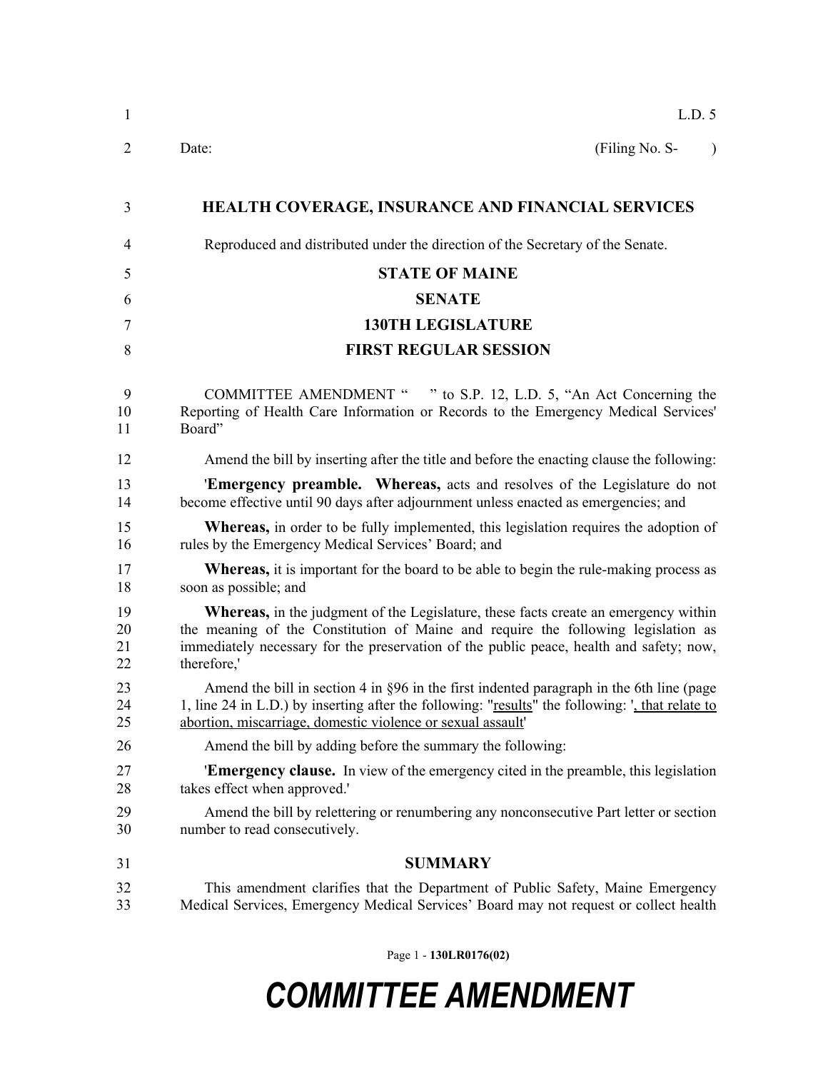L.D. 5

Date: (Filing No. S- )

# HEALTH COVERAGE, INSURANCE AND FINANCIAL SERVICES

Reproduced and distributed under the direction of the Secretary of the Senate.

## STATE OF MAINE

## SENATE

## 130TH LEGISLATURE

## FIRST REGULAR SESSION

COMMITTEE AMENDMENT " " to S.P. 12, L.D. 5, "An Act Concerning the Reporting of Health Care Information or Records to the Emergency Medical Services' Board"

Amend the bill by inserting after the title and before the enacting clause the following:

'**Emergency preamble. Whereas,** acts and resolves of the Legislature do not become effective until 90 days after adjournment unless enacted as emergencies; and

**Whereas,** in order to be fully implemented, this legislation requires the adoption of rules by the Emergency Medical Services' Board; and

**Whereas,** it is important for the board to be able to begin the rule-making process as soon as possible; and

**Whereas,** in the judgment of the Legislature, these facts create an emergency within the meaning of the Constitution of Maine and require the following legislation as immediately necessary for the preservation of the public peace, health and safety; now, therefore,'

Amend the bill in section 4 in §96 in the first indented paragraph in the 6th line (page 1, line 24 in L.D.) by inserting after the following: "<u>results</u>" the following: '<u>, that relate to abortion, miscarriage, domestic violence or sexual assault</u>'

Amend the bill by adding before the summary the following:

'**Emergency clause.** In view of the emergency cited in the preamble, this legislation takes effect when approved.'

Amend the bill by relettering or renumbering any nonconsecutive Part letter or section number to read consecutively.

## SUMMARY

This amendment clarifies that the Department of Public Safety, Maine Emergency Medical Services, Emergency Medical Services' Board may not request or collect health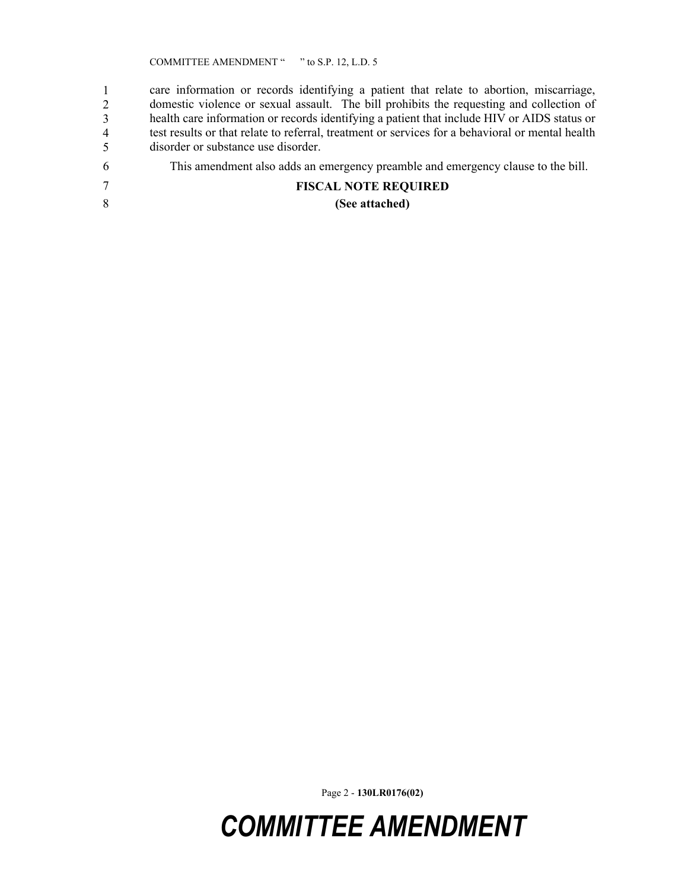care information or records identifying a patient that relate to abortion, miscarriage, domestic violence or sexual assault. The bill prohibits the requesting and collection of health care information or records identifying a patient that include HIV or AIDS status or test results or that relate to referral, treatment or services for a behavioral or mental health disorder or substance use disorder.

This amendment also adds an emergency preamble and emergency clause to the bill.

**FISCAL NOTE REQUIRED**

**(See attached)**